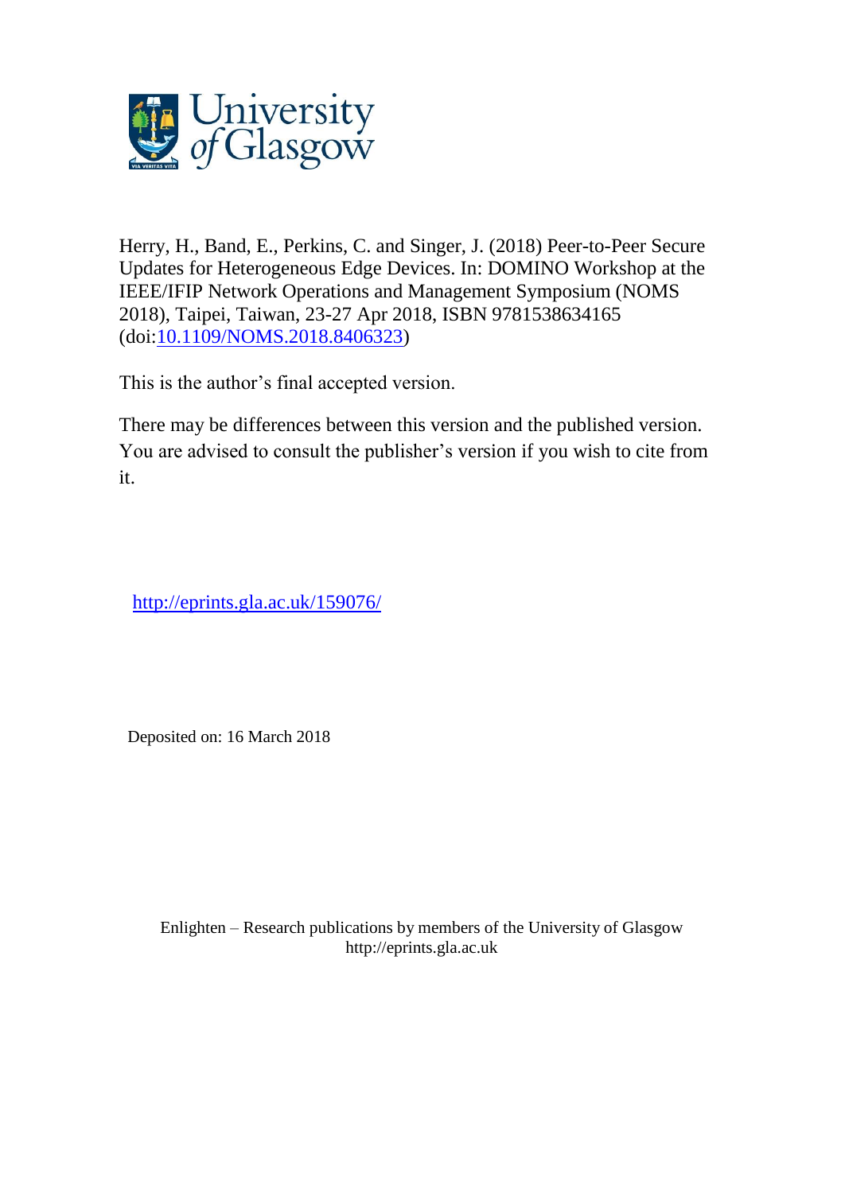Herry, H., Band, E., Perkins, C. and Singer, J. (2018) Peer-to-Peer Secure Updates for Heterogeneous Edge Devices. In: DOMINO Workshop at the IEEE/IFIP Network Operations and Management Symposium (NOMS 2018), Taipei, Taiwan, 23-27 Apr 2018, ISBN 9781538634165 (doi:10.1109/NOMS.2018.8406323)

This is the author's final accepted version.

There may be differences between this version and the published version. You are advised to consult the publisher's version if you wish to cite from it.

http://eprints.gla.ac.uk/159076/

Deposited on: 16 March 2018

Enlighten – Research publications by members of the University of Glasgow
http://eprints.gla.ac.uk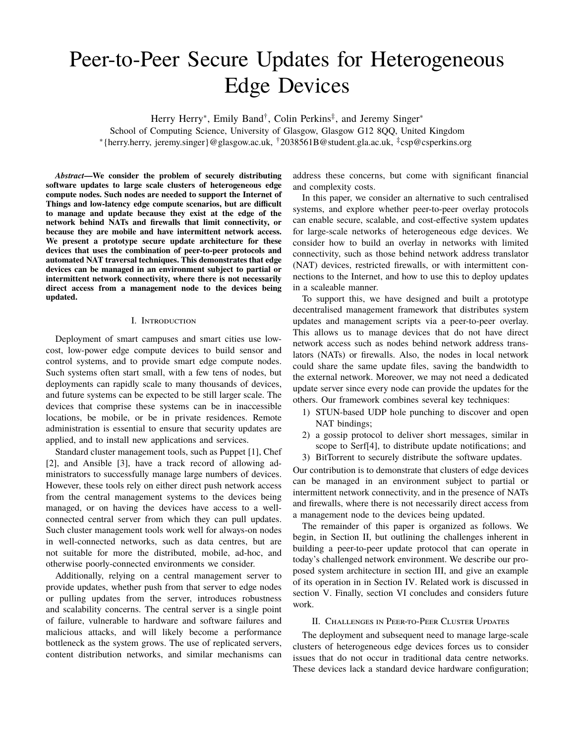# Peer-to-Peer Secure Updates for Heterogeneous Edge Devices

Herry Herry*, Emily Band†, Colin Perkins‡, and Jeremy Singer*

School of Computing Science, University of Glasgow, Glasgow G12 8QQ, United Kingdom

*{herry.herry, jeremy.singer}@glasgow.ac.uk, †2038561B@student.gla.ac.uk, ‡csp@csperkins.org

***Abstract*—We consider the problem of securely distributing software updates to large scale clusters of heterogeneous edge compute nodes. Such nodes are needed to support the Internet of Things and low-latency edge compute scenarios, but are difficult to manage and update because they exist at the edge of the network behind NATs and firewalls that limit connectivity, or because they are mobile and have intermittent network access. We present a prototype secure update architecture for these devices that uses the combination of peer-to-peer protocols and automated NAT traversal techniques. This demonstrates that edge devices can be managed in an environment subject to partial or intermittent network connectivity, where there is not necessarily direct access from a management node to the devices being updated.**

## I. Introduction

Deployment of smart campuses and smart cities use low-cost, low-power edge compute devices to build sensor and control systems, and to provide smart edge compute nodes. Such systems often start small, with a few tens of nodes, but deployments can rapidly scale to many thousands of devices, and future systems can be expected to be still larger scale. The devices that comprise these systems can be in inaccessible locations, be mobile, or be in private residences. Remote administration is essential to ensure that security updates are applied, and to install new applications and services.

Standard cluster management tools, such as Puppet [1], Chef [2], and Ansible [3], have a track record of allowing administrators to successfully manage large numbers of devices. However, these tools rely on either direct push network access from the central management systems to the devices being managed, or on having the devices have access to a well-connected central server from which they can pull updates. Such cluster management tools work well for always-on nodes in well-connected networks, such as data centres, but are not suitable for more the distributed, mobile, ad-hoc, and otherwise poorly-connected environments we consider.

Additionally, relying on a central management server to provide updates, whether push from that server to edge nodes or pulling updates from the server, introduces robustness and scalability concerns. The central server is a single point of failure, vulnerable to hardware and software failures and malicious attacks, and will likely become a performance bottleneck as the system grows. The use of replicated servers, content distribution networks, and similar mechanisms can address these concerns, but come with significant financial and complexity costs.

In this paper, we consider an alternative to such centralised systems, and explore whether peer-to-peer overlay protocols can enable secure, scalable, and cost-effective system updates for large-scale networks of heterogeneous edge devices. We consider how to build an overlay in networks with limited connectivity, such as those behind network address translator (NAT) devices, restricted firewalls, or with intermittent connections to the Internet, and how to use this to deploy updates in a scaleable manner.

To support this, we have designed and built a prototype decentralised management framework that distributes system updates and management scripts via a peer-to-peer overlay. This allows us to manage devices that do not have direct network access such as nodes behind network address translators (NATs) or firewalls. Also, the nodes in local network could share the same update files, saving the bandwidth to the external network. Moreover, we may not need a dedicated update server since every node can provide the updates for the others. Our framework combines several key techniques:

1) STUN-based UDP hole punching to discover and open NAT bindings;
2) a gossip protocol to deliver short messages, similar in scope to Serf[4], to distribute update notifications; and
3) BitTorrent to securely distribute the software updates.

Our contribution is to demonstrate that clusters of edge devices can be managed in an environment subject to partial or intermittent network connectivity, and in the presence of NATs and firewalls, where there is not necessarily direct access from a management node to the devices being updated.

The remainder of this paper is organized as follows. We begin, in Section II, but outlining the challenges inherent in building a peer-to-peer update protocol that can operate in today's challenged network environment. We describe our proposed system architecture in section III, and give an example of its operation in in Section IV. Related work is discussed in section V. Finally, section VI concludes and considers future work.

## II. Challenges in Peer-to-Peer Cluster Updates

The deployment and subsequent need to manage large-scale clusters of heterogeneous edge devices forces us to consider issues that do not occur in traditional data centre networks. These devices lack a standard device hardware configuration;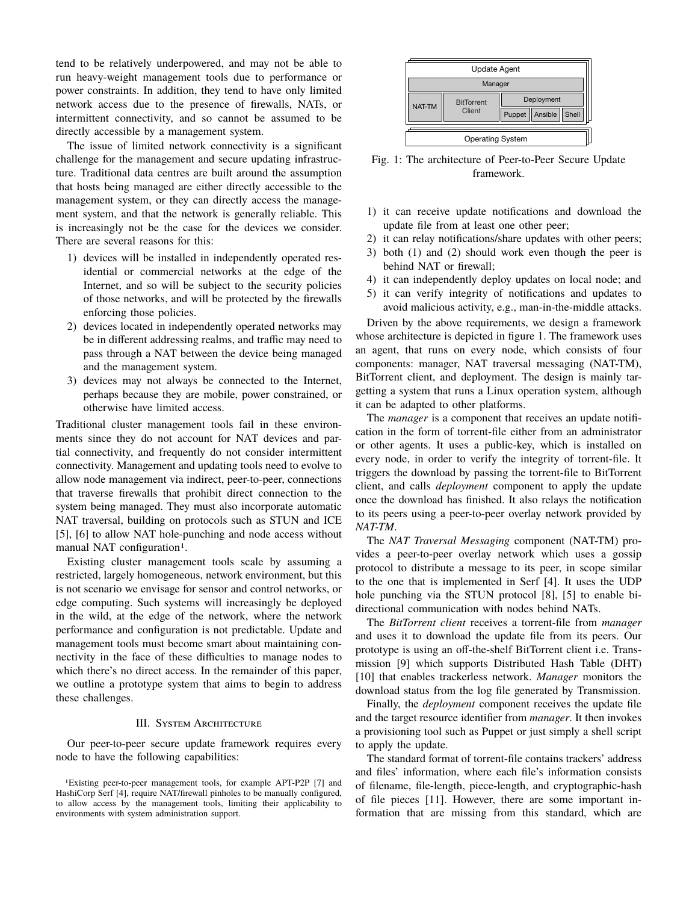tend to be relatively underpowered, and may not be able to run heavy-weight management tools due to performance or power constraints. In addition, they tend to have only limited network access due to the presence of firewalls, NATs, or intermittent connectivity, and so cannot be assumed to be directly accessible by a management system.

The issue of limited network connectivity is a significant challenge for the management and secure updating infrastructure. Traditional data centres are built around the assumption that hosts being managed are either directly accessible to the management system, or they can directly access the management system, and that the network is generally reliable. This is increasingly not be the case for the devices we consider. There are several reasons for this:

1) devices will be installed in independently operated residential or commercial networks at the edge of the Internet, and so will be subject to the security policies of those networks, and will be protected by the firewalls enforcing those policies.
2) devices located in independently operated networks may be in different addressing realms, and traffic may need to pass through a NAT between the device being managed and the management system.
3) devices may not always be connected to the Internet, perhaps because they are mobile, power constrained, or otherwise have limited access.

Traditional cluster management tools fail in these environments since they do not account for NAT devices and partial connectivity, and frequently do not consider intermittent connectivity. Management and updating tools need to evolve to allow node management via indirect, peer-to-peer, connections that traverse firewalls that prohibit direct connection to the system being managed. They must also incorporate automatic NAT traversal, building on protocols such as STUN and ICE [5], [6] to allow NAT hole-punching and node access without manual NAT configuration[1].

Existing cluster management tools scale by assuming a restricted, largely homogeneous, network environment, but this is not scenario we envisage for sensor and control networks, or edge computing. Such systems will increasingly be deployed in the wild, at the edge of the network, where the network performance and configuration is not predictable. Update and management tools must become smart about maintaining connectivity in the face of these difficulties to manage nodes to which there's no direct access. In the remainder of this paper, we outline a prototype system that aims to begin to address these challenges.

## III. System Architecture

Our peer-to-peer secure update framework requires every node to have the following capabilities:

[1]Existing peer-to-peer management tools, for example APT-P2P [7] and HashiCorp Serf [4], require NAT/firewall pinholes to be manually configured, to allow access by the management tools, limiting their applicability to environments with system administration support.

| Update Agent | | | | |
|---|---|---|---|---|
| Manager | | | | |
| NAT-TM | BitTorrent Client | Deployment | | |
| | | Puppet | Ansible | Shell |
| Operating System | | | | |

Fig. 1: The architecture of Peer-to-Peer Secure Update framework.

1) it can receive update notifications and download the update file from at least one other peer;
2) it can relay notifications/share updates with other peers;
3) both (1) and (2) should work even though the peer is behind NAT or firewall;
4) it can independently deploy updates on local node; and
5) it can verify integrity of notifications and updates to avoid malicious activity, e.g., man-in-the-middle attacks.

Driven by the above requirements, we design a framework whose architecture is depicted in figure 1. The framework uses an agent, that runs on every node, which consists of four components: manager, NAT traversal messaging (NAT-TM), BitTorrent client, and deployment. The design is mainly targetting a system that runs a Linux operation system, although it can be adapted to other platforms.

The *manager* is a component that receives an update notification in the form of torrent-file either from an administrator or other agents. It uses a public-key, which is installed on every node, in order to verify the integrity of torrent-file. It triggers the download by passing the torrent-file to BitTorrent client, and calls *deployment* component to apply the update once the download has finished. It also relays the notification to its peers using a peer-to-peer overlay network provided by *NAT-TM*.

The *NAT Traversal Messaging* component (NAT-TM) provides a peer-to-peer overlay network which uses a gossip protocol to distribute a message to its peer, in scope similar to the one that is implemented in Serf [4]. It uses the UDP hole punching via the STUN protocol [8], [5] to enable bi-directional communication with nodes behind NATs.

The *BitTorrent client* receives a torrent-file from *manager* and uses it to download the update file from its peers. Our prototype is using an off-the-shelf BitTorrent client i.e. Transmission [9] which supports Distributed Hash Table (DHT) [10] that enables trackerless network. *Manager* monitors the download status from the log file generated by Transmission.

Finally, the *deployment* component receives the update file and the target resource identifier from *manager*. It then invokes a provisioning tool such as Puppet or just simply a shell script to apply the update.

The standard format of torrent-file contains trackers' address and files' information, where each file's information consists of filename, file-length, piece-length, and cryptographic-hash of file pieces [11]. However, there are some important information that are missing from this standard, which are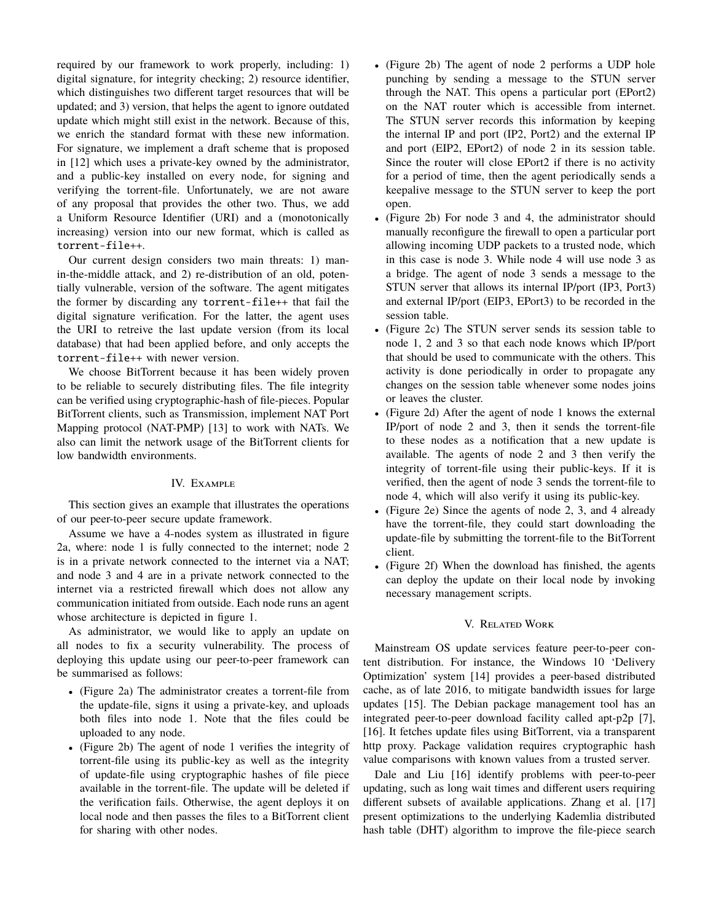required by our framework to work properly, including: 1) digital signature, for integrity checking; 2) resource identifier, which distinguishes two different target resources that will be updated; and 3) version, that helps the agent to ignore outdated update which might still exist in the network. Because of this, we enrich the standard format with these new information. For signature, we implement a draft scheme that is proposed in [12] which uses a private-key owned by the administrator, and a public-key installed on every node, for signing and verifying the torrent-file. Unfortunately, we are not aware of any proposal that provides the other two. Thus, we add a Uniform Resource Identifier (URI) and a (monotonically increasing) version into our new format, which is called as `torrent-file++`.

Our current design considers two main threats: 1) man-in-the-middle attack, and 2) re-distribution of an old, potentially vulnerable, version of the software. The agent mitigates the former by discarding any `torrent-file++` that fail the digital signature verification. For the latter, the agent uses the URI to retreive the last update version (from its local database) that had been applied before, and only accepts the `torrent-file++` with newer version.

We choose BitTorrent because it has been widely proven to be reliable to securely distributing files. The file integrity can be verified using cryptographic-hash of file-pieces. Popular BitTorrent clients, such as Transmission, implement NAT Port Mapping protocol (NAT-PMP) [13] to work with NATs. We also can limit the network usage of the BitTorrent clients for low bandwidth environments.

## IV. Example

This section gives an example that illustrates the operations of our peer-to-peer secure update framework.

Assume we have a 4-nodes system as illustrated in figure 2a, where: node 1 is fully connected to the internet; node 2 is in a private network connected to the internet via a NAT; and node 3 and 4 are in a private network connected to the internet via a restricted firewall which does not allow any communication initiated from outside. Each node runs an agent whose architecture is depicted in figure 1.

As administrator, we would like to apply an update on all nodes to fix a security vulnerability. The process of deploying this update using our peer-to-peer framework can be summarised as follows:

- (Figure 2a) The administrator creates a torrent-file from the update-file, signs it using a private-key, and uploads both files into node 1. Note that the files could be uploaded to any node.
- (Figure 2b) The agent of node 1 verifies the integrity of torrent-file using its public-key as well as the integrity of update-file using cryptographic hashes of file piece available in the torrent-file. The update will be deleted if the verification fails. Otherwise, the agent deploys it on local node and then passes the files to a BitTorrent client for sharing with other nodes.
- (Figure 2b) The agent of node 2 performs a UDP hole punching by sending a message to the STUN server through the NAT. This opens a particular port (EPort2) on the NAT router which is accessible from internet. The STUN server records this information by keeping the internal IP and port (IP2, Port2) and the external IP and port (EIP2, EPort2) of node 2 in its session table. Since the router will close EPort2 if there is no activity for a period of time, then the agent periodically sends a keepalive message to the STUN server to keep the port open.
- (Figure 2b) For node 3 and 4, the administrator should manually reconfigure the firewall to open a particular port allowing incoming UDP packets to a trusted node, which in this case is node 3. While node 4 will use node 3 as a bridge. The agent of node 3 sends a message to the STUN server that allows its internal IP/port (IP3, Port3) and external IP/port (EIP3, EPort3) to be recorded in the session table.
- (Figure 2c) The STUN server sends its session table to node 1, 2 and 3 so that each node knows which IP/port that should be used to communicate with the others. This activity is done periodically in order to propagate any changes on the session table whenever some nodes joins or leaves the cluster.
- (Figure 2d) After the agent of node 1 knows the external IP/port of node 2 and 3, then it sends the torrent-file to these nodes as a notification that a new update is available. The agents of node 2 and 3 then verify the integrity of torrent-file using their public-keys. If it is verified, then the agent of node 3 sends the torrent-file to node 4, which will also verify it using its public-key.
- (Figure 2e) Since the agents of node 2, 3, and 4 already have the torrent-file, they could start downloading the update-file by submitting the torrent-file to the BitTorrent client.
- (Figure 2f) When the download has finished, the agents can deploy the update on their local node by invoking necessary management scripts.

## V. Related Work

Mainstream OS update services feature peer-to-peer content distribution. For instance, the Windows 10 'Delivery Optimization' system [14] provides a peer-based distributed cache, as of late 2016, to mitigate bandwidth issues for large updates [15]. The Debian package management tool has an integrated peer-to-peer download facility called apt-p2p [7], [16]. It fetches update files using BitTorrent, via a transparent http proxy. Package validation requires cryptographic hash value comparisons with known values from a trusted server.

Dale and Liu [16] identify problems with peer-to-peer updating, such as long wait times and different users requiring different subsets of available applications. Zhang et al. [17] present optimizations to the underlying Kademlia distributed hash table (DHT) algorithm to improve the file-piece search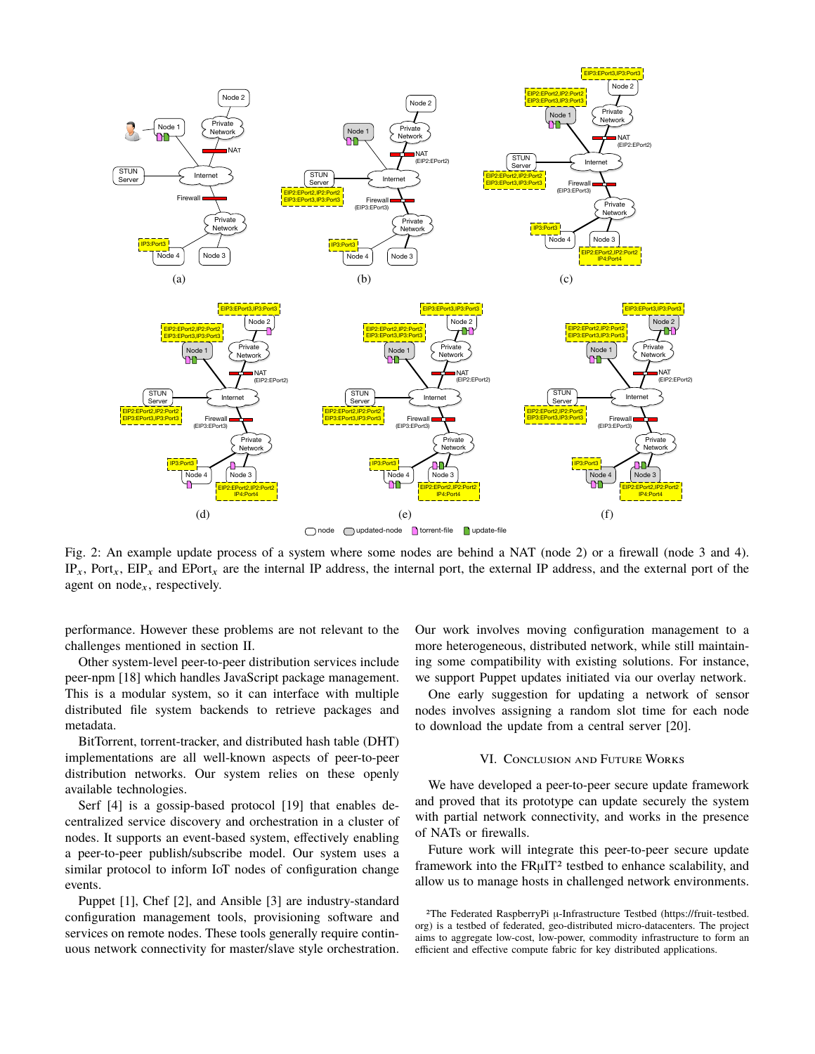Fig. 2: An example update process of a system where some nodes are behind a NAT (node 2) or a firewall (node 3 and 4). $IP_x$, $Port_x$, $EIP_x$ and $EPort_x$ are the internal IP address, the internal port, the external IP address, and the external port of the agent on $node_x$, respectively.

performance. However these problems are not relevant to the challenges mentioned in section II.

Other system-level peer-to-peer distribution services include peer-npm [18] which handles JavaScript package management. This is a modular system, so it can interface with multiple distributed file system backends to retrieve packages and metadata.

BitTorrent, torrent-tracker, and distributed hash table (DHT) implementations are all well-known aspects of peer-to-peer distribution networks. Our system relies on these openly available technologies.

Serf [4] is a gossip-based protocol [19] that enables decentralized service discovery and orchestration in a cluster of nodes. It supports an event-based system, effectively enabling a peer-to-peer publish/subscribe model. Our system uses a similar protocol to inform IoT nodes of configuration change events.

Puppet [1], Chef [2], and Ansible [3] are industry-standard configuration management tools, provisioning software and services on remote nodes. These tools generally require continuous network connectivity for master/slave style orchestration. Our work involves moving configuration management to a more heterogeneous, distributed network, while still maintaining some compatibility with existing solutions. For instance, we support Puppet updates initiated via our overlay network.

One early suggestion for updating a network of sensor nodes involves assigning a random slot time for each node to download the update from a central server [20].

## VI. Conclusion and Future Works

We have developed a peer-to-peer secure update framework and proved that its prototype can update securely the system with partial network connectivity, and works in the presence of NATs or firewalls.

Future work will integrate this peer-to-peer secure update framework into the FRμIT[2] testbed to enhance scalability, and allow us to manage hosts in challenged network environments.

[2]The Federated RaspberryPi μ-Infrastructure Testbed (https://fruit-testbed.org) is a testbed of federated, geo-distributed micro-datacenters. The project aims to aggregate low-cost, low-power, commodity infrastructure to form an efficient and effective compute fabric for key distributed applications.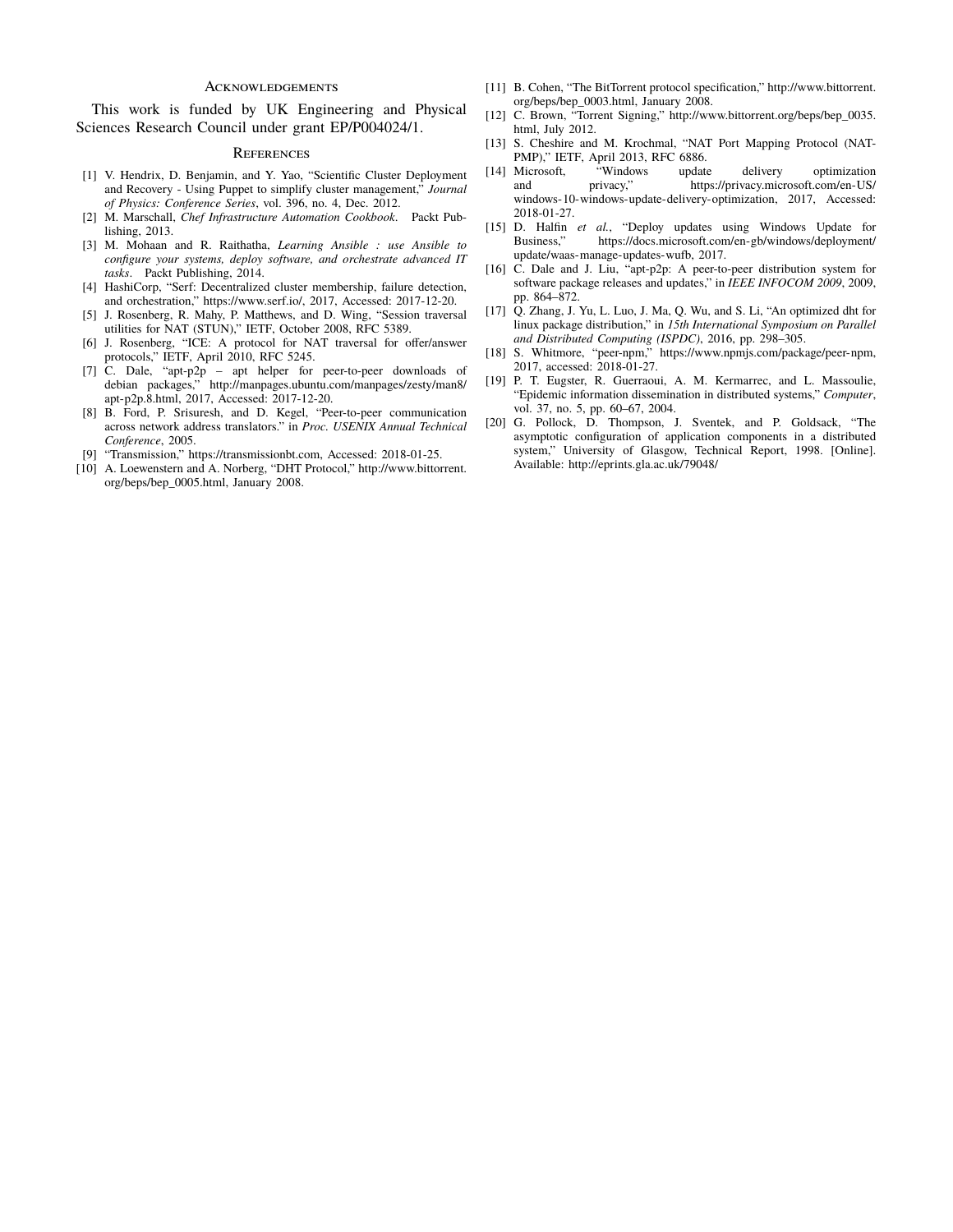## Acknowledgements

This work is funded by UK Engineering and Physical Sciences Research Council under grant EP/P004024/1.

## References

[1] V. Hendrix, D. Benjamin, and Y. Yao, "Scientific Cluster Deployment and Recovery - Using Puppet to simplify cluster management," *Journal of Physics: Conference Series*, vol. 396, no. 4, Dec. 2012.

[2] M. Marschall, *Chef Infrastructure Automation Cookbook*. Packt Publishing, 2013.

[3] M. Mohaan and R. Raithatha, *Learning Ansible : use Ansible to configure your systems, deploy software, and orchestrate advanced IT tasks*. Packt Publishing, 2014.

[4] HashiCorp, "Serf: Decentralized cluster membership, failure detection, and orchestration," https://www.serf.io/, 2017, Accessed: 2017-12-20.

[5] J. Rosenberg, R. Mahy, P. Matthews, and D. Wing, "Session traversal utilities for NAT (STUN)," IETF, October 2008, RFC 5389.

[6] J. Rosenberg, "ICE: A protocol for NAT traversal for offer/answer protocols," IETF, April 2010, RFC 5245.

[7] C. Dale, "apt-p2p – apt helper for peer-to-peer downloads of debian packages," http://manpages.ubuntu.com/manpages/zesty/man8/apt-p2p.8.html, 2017, Accessed: 2017-12-20.

[8] B. Ford, P. Srisuresh, and D. Kegel, "Peer-to-peer communication across network address translators." in *Proc. USENIX Annual Technical Conference*, 2005.

[9] "Transmission," https://transmissionbt.com, Accessed: 2018-01-25.

[10] A. Loewenstern and A. Norberg, "DHT Protocol," http://www.bittorrent.org/beps/bep_0005.html, January 2008.

[11] B. Cohen, "The BitTorrent protocol specification," http://www.bittorrent.org/beps/bep_0003.html, January 2008.

[12] C. Brown, "Torrent Signing," http://www.bittorrent.org/beps/bep_0035.html, July 2012.

[13] S. Cheshire and M. Krochmal, "NAT Port Mapping Protocol (NAT-PMP)," IETF, April 2013, RFC 6886.

[14] Microsoft, "Windows update delivery optimization and privacy," https://privacy.microsoft.com/en-US/windows-10-windows-update-delivery-optimization, 2017, Accessed: 2018-01-27.

[15] D. Halfin *et al.*, "Deploy updates using Windows Update for Business," https://docs.microsoft.com/en-gb/windows/deployment/update/waas-manage-updates-wufb, 2017.

[16] C. Dale and J. Liu, "apt-p2p: A peer-to-peer distribution system for software package releases and updates," in *IEEE INFOCOM 2009*, 2009, pp. 864–872.

[17] Q. Zhang, J. Yu, L. Luo, J. Ma, Q. Wu, and S. Li, "An optimized dht for linux package distribution," in *15th International Symposium on Parallel and Distributed Computing (ISPDC)*, 2016, pp. 298–305.

[18] S. Whitmore, "peer-npm," https://www.npmjs.com/package/peer-npm, 2017, accessed: 2018-01-27.

[19] P. T. Eugster, R. Guerraoui, A. M. Kermarrec, and L. Massoulie, "Epidemic information dissemination in distributed systems," *Computer*, vol. 37, no. 5, pp. 60–67, 2004.

[20] G. Pollock, D. Thompson, J. Sventek, and P. Goldsack, "The asymptotic configuration of application components in a distributed system," University of Glasgow, Technical Report, 1998. [Online]. Available: http://eprints.gla.ac.uk/79048/